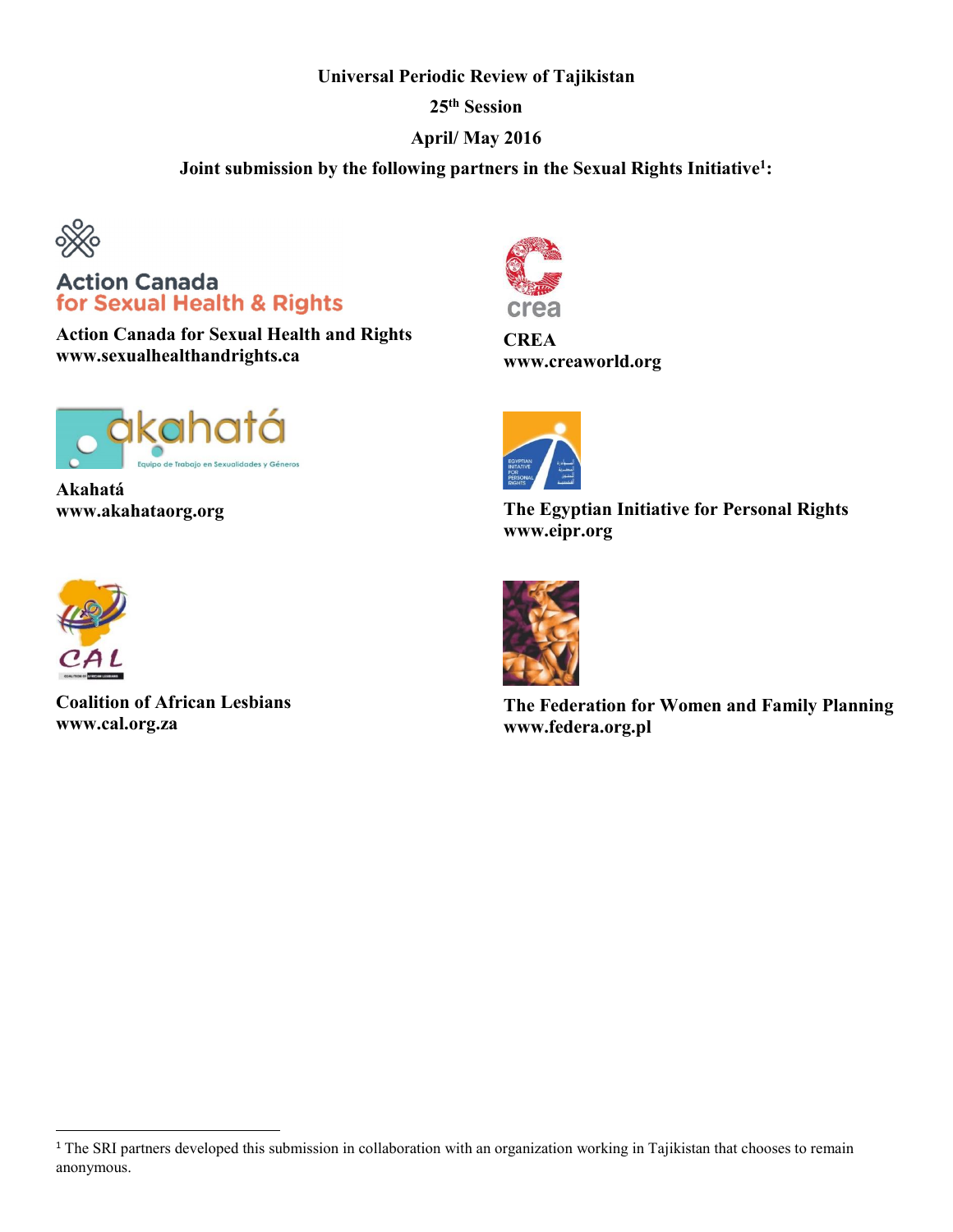**Universal Periodic Review of Tajikistan**

**25th Session**

**April/ May 2016**

**Joint submission by the following partners in the Sexual Rights Initiative[1]:**

**Action Canada for Sexual Health and Rights**
**www.sexualhealthandrights.ca**

**CREA**
**www.creaworld.org**

**Akahatá**
**www.akahataorg.org**

**The Egyptian Initiative for Personal Rights**
**www.eipr.org**

**Coalition of African Lesbians**
**www.cal.org.za**

**The Federation for Women and Family Planning**
**www.federa.org.pl**

---

[1] The SRI partners developed this submission in collaboration with an organization working in Tajikistan that chooses to remain anonymous.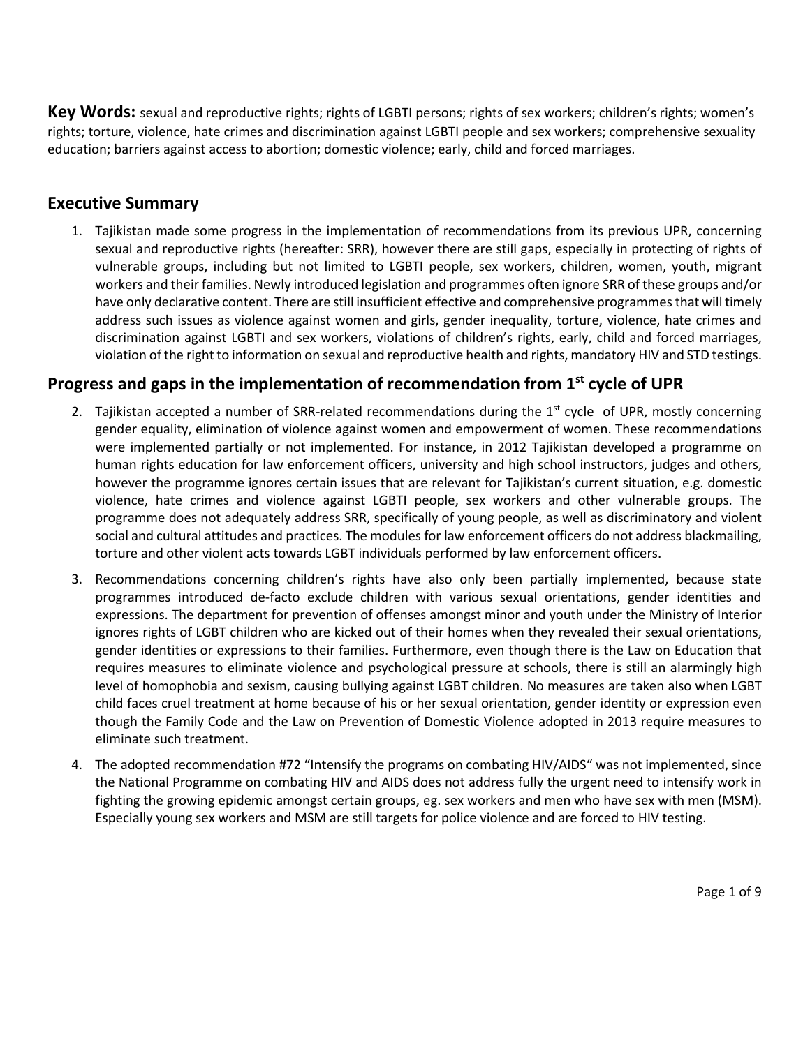**Key Words:** sexual and reproductive rights; rights of LGBTI persons; rights of sex workers; children's rights; women's rights; torture, violence, hate crimes and discrimination against LGBTI people and sex workers; comprehensive sexuality education; barriers against access to abortion; domestic violence; early, child and forced marriages.

## Executive Summary

1. Tajikistan made some progress in the implementation of recommendations from its previous UPR, concerning sexual and reproductive rights (hereafter: SRR), however there are still gaps, especially in protecting of rights of vulnerable groups, including but not limited to LGBTI people, sex workers, children, women, youth, migrant workers and their families. Newly introduced legislation and programmes often ignore SRR of these groups and/or have only declarative content. There are still insufficient effective and comprehensive programmes that will timely address such issues as violence against women and girls, gender inequality, torture, violence, hate crimes and discrimination against LGBTI and sex workers, violations of children's rights, early, child and forced marriages, violation of the right to information on sexual and reproductive health and rights, mandatory HIV and STD testings.

## Progress and gaps in the implementation of recommendation from 1st cycle of UPR

2. Tajikistan accepted a number of SRR-related recommendations during the 1st cycle of UPR, mostly concerning gender equality, elimination of violence against women and empowerment of women. These recommendations were implemented partially or not implemented. For instance, in 2012 Tajikistan developed a programme on human rights education for law enforcement officers, university and high school instructors, judges and others, however the programme ignores certain issues that are relevant for Tajikistan's current situation, e.g. domestic violence, hate crimes and violence against LGBTI people, sex workers and other vulnerable groups. The programme does not adequately address SRR, specifically of young people, as well as discriminatory and violent social and cultural attitudes and practices. The modules for law enforcement officers do not address blackmailing, torture and other violent acts towards LGBT individuals performed by law enforcement officers.

3. Recommendations concerning children's rights have also only been partially implemented, because state programmes introduced de-facto exclude children with various sexual orientations, gender identities and expressions. The department for prevention of offenses amongst minor and youth under the Ministry of Interior ignores rights of LGBT children who are kicked out of their homes when they revealed their sexual orientations, gender identities or expressions to their families. Furthermore, even though there is the Law on Education that requires measures to eliminate violence and psychological pressure at schools, there is still an alarmingly high level of homophobia and sexism, causing bullying against LGBT children. No measures are taken also when LGBT child faces cruel treatment at home because of his or her sexual orientation, gender identity or expression even though the Family Code and the Law on Prevention of Domestic Violence adopted in 2013 require measures to eliminate such treatment.

4. The adopted recommendation #72 "Intensify the programs on combating HIV/AIDS" was not implemented, since the National Programme on combating HIV and AIDS does not address fully the urgent need to intensify work in fighting the growing epidemic amongst certain groups, eg. sex workers and men who have sex with men (MSM). Especially young sex workers and MSM are still targets for police violence and are forced to HIV testing.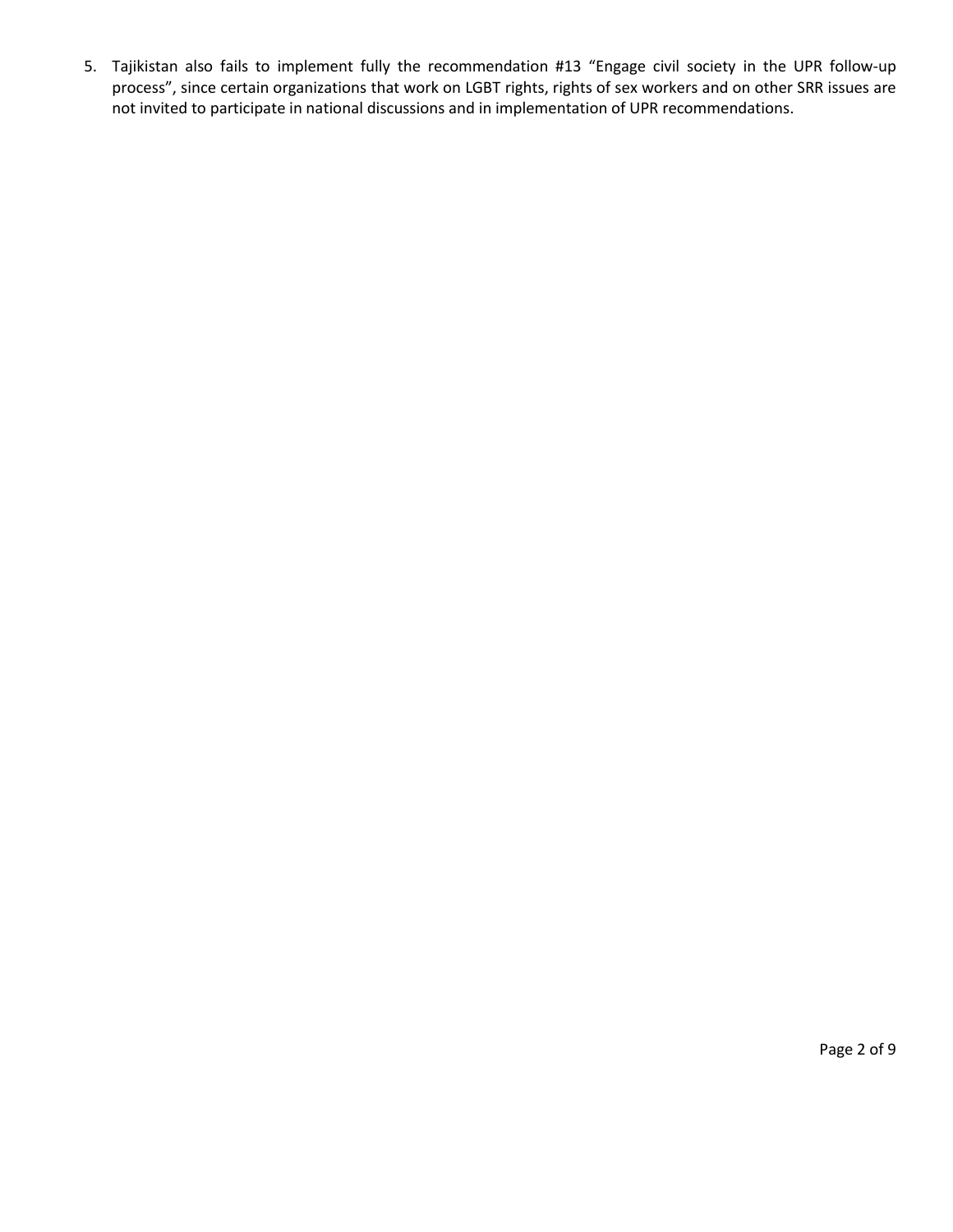5. Tajikistan also fails to implement fully the recommendation #13 “Engage civil society in the UPR follow-up process”, since certain organizations that work on LGBT rights, rights of sex workers and on other SRR issues are not invited to participate in national discussions and in implementation of UPR recommendations.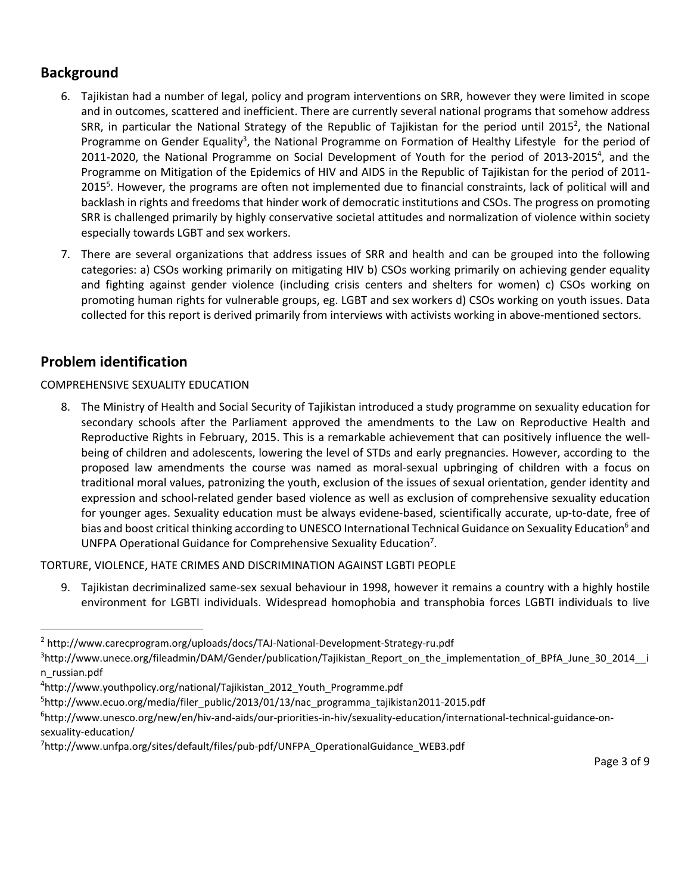## Background

6. Tajikistan had a number of legal, policy and program interventions on SRR, however they were limited in scope and in outcomes, scattered and inefficient. There are currently several national programs that somehow address SRR, in particular the National Strategy of the Republic of Tajikistan for the period until 2015[2], the National Programme on Gender Equality[3], the National Programme on Formation of Healthy Lifestyle for the period of 2011-2020, the National Programme on Social Development of Youth for the period of 2013-2015[4], and the Programme on Mitigation of the Epidemics of HIV and AIDS in the Republic of Tajikistan for the period of 2011-2015[5]. However, the programs are often not implemented due to financial constraints, lack of political will and backlash in rights and freedoms that hinder work of democratic institutions and CSOs. The progress on promoting SRR is challenged primarily by highly conservative societal attitudes and normalization of violence within society especially towards LGBT and sex workers.

7. There are several organizations that address issues of SRR and health and can be grouped into the following categories: a) CSOs working primarily on mitigating HIV b) CSOs working primarily on achieving gender equality and fighting against gender violence (including crisis centers and shelters for women) c) CSOs working on promoting human rights for vulnerable groups, eg. LGBT and sex workers d) CSOs working on youth issues. Data collected for this report is derived primarily from interviews with activists working in above-mentioned sectors.

## Problem identification

COMPREHENSIVE SEXUALITY EDUCATION

8. The Ministry of Health and Social Security of Tajikistan introduced a study programme on sexuality education for secondary schools after the Parliament approved the amendments to the Law on Reproductive Health and Reproductive Rights in February, 2015. This is a remarkable achievement that can positively influence the well-being of children and adolescents, lowering the level of STDs and early pregnancies. However, according to the proposed law amendments the course was named as moral-sexual upbringing of children with a focus on traditional moral values, patronizing the youth, exclusion of the issues of sexual orientation, gender identity and expression and school-related gender based violence as well as exclusion of comprehensive sexuality education for younger ages. Sexuality education must be always evidene-based, scientifically accurate, up-to-date, free of bias and boost critical thinking according to UNESCO International Technical Guidance on Sexuality Education[6] and UNFPA Operational Guidance for Comprehensive Sexuality Education[7].

TORTURE, VIOLENCE, HATE CRIMES AND DISCRIMINATION AGAINST LGBTI PEOPLE

9. Tajikistan decriminalized same-sex sexual behaviour in 1998, however it remains a country with a highly hostile environment for LGBTI individuals. Widespread homophobia and transphobia forces LGBTI individuals to live

---

[2] http://www.carecprogram.org/uploads/docs/TAJ-National-Development-Strategy-ru.pdf

[3] http://www.unece.org/fileadmin/DAM/Gender/publication/Tajikistan_Report_on_the_implementation_of_BPfA_June_30_2014__in_russian.pdf

[4] http://www.youthpolicy.org/national/Tajikistan_2012_Youth_Programme.pdf

[5] http://www.ecuo.org/media/filer_public/2013/01/13/nac_programma_tajikistan2011-2015.pdf

[6] http://www.unesco.org/new/en/hiv-and-aids/our-priorities-in-hiv/sexuality-education/international-technical-guidance-on-sexuality-education/

[7] http://www.unfpa.org/sites/default/files/pub-pdf/UNFPA_OperationalGuidance_WEB3.pdf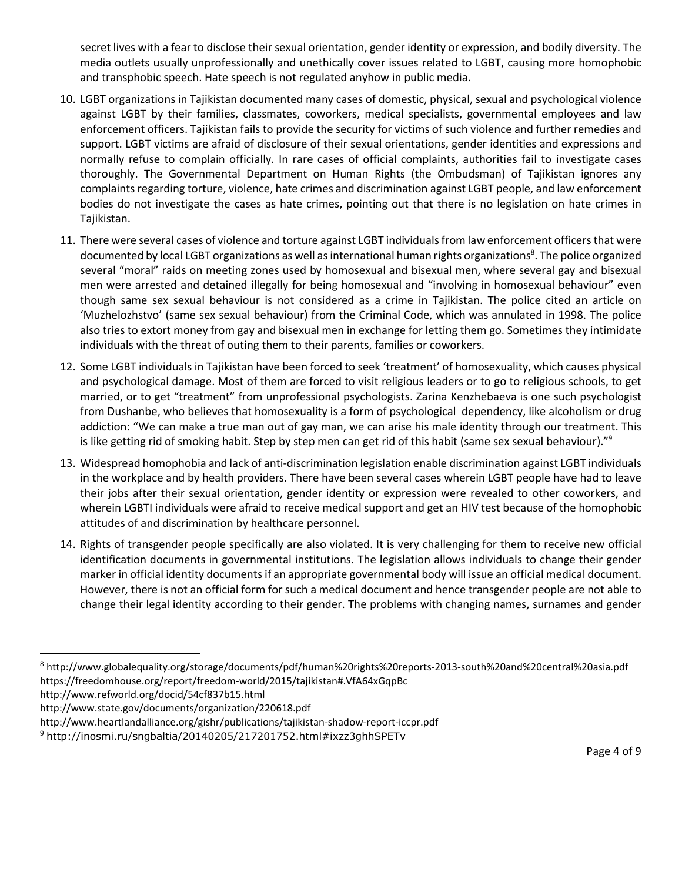secret lives with a fear to disclose their sexual orientation, gender identity or expression, and bodily diversity. The media outlets usually unprofessionally and unethically cover issues related to LGBT, causing more homophobic and transphobic speech. Hate speech is not regulated anyhow in public media.

10. LGBT organizations in Tajikistan documented many cases of domestic, physical, sexual and psychological violence against LGBT by their families, classmates, coworkers, medical specialists, governmental employees and law enforcement officers. Tajikistan fails to provide the security for victims of such violence and further remedies and support. LGBT victims are afraid of disclosure of their sexual orientations, gender identities and expressions and normally refuse to complain officially. In rare cases of official complaints, authorities fail to investigate cases thoroughly. The Governmental Department on Human Rights (the Ombudsman) of Tajikistan ignores any complaints regarding torture, violence, hate crimes and discrimination against LGBT people, and law enforcement bodies do not investigate the cases as hate crimes, pointing out that there is no legislation on hate crimes in Tajikistan.

11. There were several cases of violence and torture against LGBT individuals from law enforcement officers that were documented by local LGBT organizations as well as international human rights organizations[8]. The police organized several "moral" raids on meeting zones used by homosexual and bisexual men, where several gay and bisexual men were arrested and detained illegally for being homosexual and "involving in homosexual behaviour" even though same sex sexual behaviour is not considered as a crime in Tajikistan. The police cited an article on 'Muzhelozhstvo' (same sex sexual behaviour) from the Criminal Code, which was annulated in 1998. The police also tries to extort money from gay and bisexual men in exchange for letting them go. Sometimes they intimidate individuals with the threat of outing them to their parents, families or coworkers.

12. Some LGBT individuals in Tajikistan have been forced to seek 'treatment' of homosexuality, which causes physical and psychological damage. Most of them are forced to visit religious leaders or to go to religious schools, to get married, or to get "treatment" from unprofessional psychologists. Zarina Kenzhebaeva is one such psychologist from Dushanbe, who believes that homosexuality is a form of psychological dependency, like alcoholism or drug addiction: "We can make a true man out of gay man, we can arise his male identity through our treatment. This is like getting rid of smoking habit. Step by step men can get rid of this habit (same sex sexual behaviour)."[9]

13. Widespread homophobia and lack of anti-discrimination legislation enable discrimination against LGBT individuals in the workplace and by health providers. There have been several cases wherein LGBT people have had to leave their jobs after their sexual orientation, gender identity or expression were revealed to other coworkers, and wherein LGBTI individuals were afraid to receive medical support and get an HIV test because of the homophobic attitudes of and discrimination by healthcare personnel.

14. Rights of transgender people specifically are also violated. It is very challenging for them to receive new official identification documents in governmental institutions. The legislation allows individuals to change their gender marker in official identity documents if an appropriate governmental body will issue an official medical document. However, there is not an official form for such a medical document and hence transgender people are not able to change their legal identity according to their gender. The problems with changing names, surnames and gender

---

[8] http://www.globalequality.org/storage/documents/pdf/human%20rights%20reports-2013-south%20and%20central%20asia.pdf
https://freedomhouse.org/report/freedom-world/2015/tajikistan#.VfA64xGqpBc
http://www.refworld.org/docid/54cf837b15.html
http://www.state.gov/documents/organization/220618.pdf
http://www.heartlandalliance.org/gishr/publications/tajikistan-shadow-report-iccpr.pdf

[9] http://inosmi.ru/sngbaltia/20140205/217201752.html#ixzz3ghhSPETv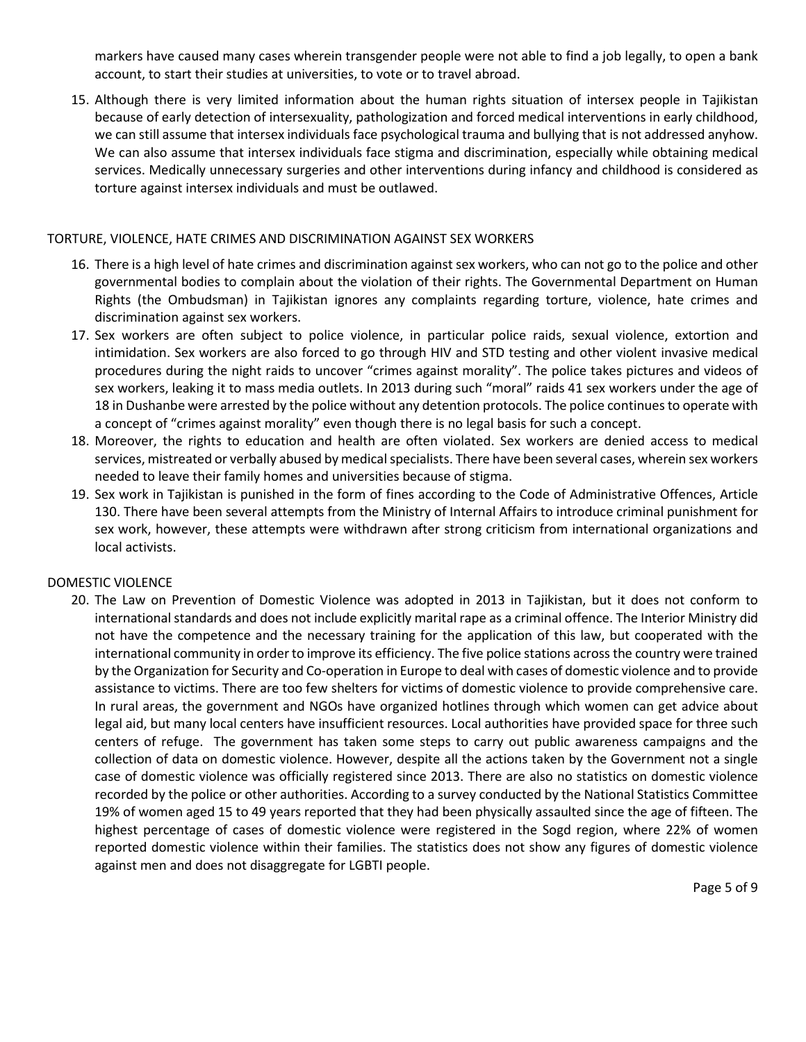markers have caused many cases wherein transgender people were not able to find a job legally, to open a bank account, to start their studies at universities, to vote or to travel abroad.

15. Although there is very limited information about the human rights situation of intersex people in Tajikistan because of early detection of intersexuality, pathologization and forced medical interventions in early childhood, we can still assume that intersex individuals face psychological trauma and bullying that is not addressed anyhow. We can also assume that intersex individuals face stigma and discrimination, especially while obtaining medical services. Medically unnecessary surgeries and other interventions during infancy and childhood is considered as torture against intersex individuals and must be outlawed.

## TORTURE, VIOLENCE, HATE CRIMES AND DISCRIMINATION AGAINST SEX WORKERS

16. There is a high level of hate crimes and discrimination against sex workers, who can not go to the police and other governmental bodies to complain about the violation of their rights. The Governmental Department on Human Rights (the Ombudsman) in Tajikistan ignores any complaints regarding torture, violence, hate crimes and discrimination against sex workers.
17. Sex workers are often subject to police violence, in particular police raids, sexual violence, extortion and intimidation. Sex workers are also forced to go through HIV and STD testing and other violent invasive medical procedures during the night raids to uncover "crimes against morality". The police takes pictures and videos of sex workers, leaking it to mass media outlets. In 2013 during such "moral" raids 41 sex workers under the age of 18 in Dushanbe were arrested by the police without any detention protocols. The police continues to operate with a concept of "crimes against morality" even though there is no legal basis for such a concept.
18. Moreover, the rights to education and health are often violated. Sex workers are denied access to medical services, mistreated or verbally abused by medical specialists. There have been several cases, wherein sex workers needed to leave their family homes and universities because of stigma.
19. Sex work in Tajikistan is punished in the form of fines according to the Code of Administrative Offences, Article 130. There have been several attempts from the Ministry of Internal Affairs to introduce criminal punishment for sex work, however, these attempts were withdrawn after strong criticism from international organizations and local activists.

## DOMESTIC VIOLENCE

20. The Law on Prevention of Domestic Violence was adopted in 2013 in Tajikistan, but it does not conform to international standards and does not include explicitly marital rape as a criminal offence. The Interior Ministry did not have the competence and the necessary training for the application of this law, but cooperated with the international community in order to improve its efficiency. The five police stations across the country were trained by the Organization for Security and Co-operation in Europe to deal with cases of domestic violence and to provide assistance to victims. There are too few shelters for victims of domestic violence to provide comprehensive care. In rural areas, the government and NGOs have organized hotlines through which women can get advice about legal aid, but many local centers have insufficient resources. Local authorities have provided space for three such centers of refuge. The government has taken some steps to carry out public awareness campaigns and the collection of data on domestic violence. However, despite all the actions taken by the Government not a single case of domestic violence was officially registered since 2013. There are also no statistics on domestic violence recorded by the police or other authorities. According to a survey conducted by the National Statistics Committee 19% of women aged 15 to 49 years reported that they had been physically assaulted since the age of fifteen. The highest percentage of cases of domestic violence were registered in the Sogd region, where 22% of women reported domestic violence within their families. The statistics does not show any figures of domestic violence against men and does not disaggregate for LGBTI people.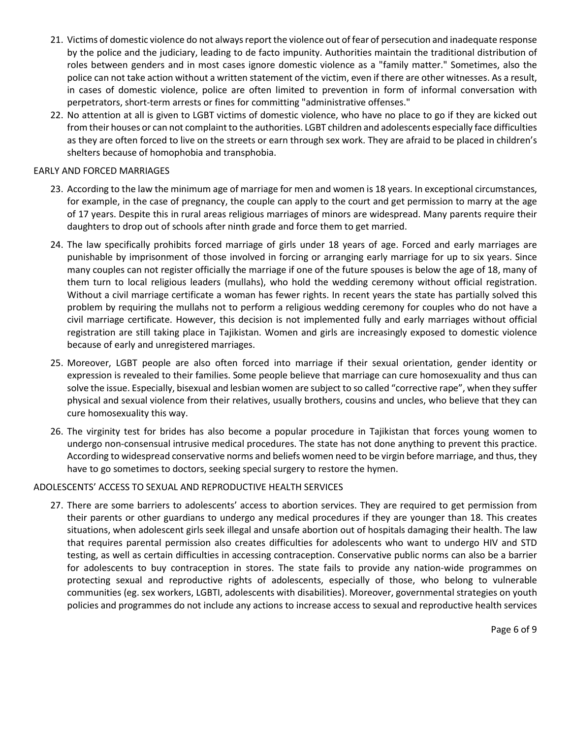21. Victims of domestic violence do not always report the violence out of fear of persecution and inadequate response by the police and the judiciary, leading to de facto impunity. Authorities maintain the traditional distribution of roles between genders and in most cases ignore domestic violence as a "family matter." Sometimes, also the police can not take action without a written statement of the victim, even if there are other witnesses. As a result, in cases of domestic violence, police are often limited to prevention in form of informal conversation with perpetrators, short-term arrests or fines for committing "administrative offenses."
22. No attention at all is given to LGBT victims of domestic violence, who have no place to go if they are kicked out from their houses or can not complaint to the authorities. LGBT children and adolescents especially face difficulties as they are often forced to live on the streets or earn through sex work. They are afraid to be placed in children's shelters because of homophobia and transphobia.

EARLY AND FORCED MARRIAGES

23. According to the law the minimum age of marriage for men and women is 18 years. In exceptional circumstances, for example, in the case of pregnancy, the couple can apply to the court and get permission to marry at the age of 17 years. Despite this in rural areas religious marriages of minors are widespread. Many parents require their daughters to drop out of schools after ninth grade and force them to get married.
24. The law specifically prohibits forced marriage of girls under 18 years of age. Forced and early marriages are punishable by imprisonment of those involved in forcing or arranging early marriage for up to six years. Since many couples can not register officially the marriage if one of the future spouses is below the age of 18, many of them turn to local religious leaders (mullahs), who hold the wedding ceremony without official registration. Without a civil marriage certificate a woman has fewer rights. In recent years the state has partially solved this problem by requiring the mullahs not to perform a religious wedding ceremony for couples who do not have a civil marriage certificate. However, this decision is not implemented fully and early marriages without official registration are still taking place in Tajikistan. Women and girls are increasingly exposed to domestic violence because of early and unregistered marriages.
25. Moreover, LGBT people are also often forced into marriage if their sexual orientation, gender identity or expression is revealed to their families. Some people believe that marriage can cure homosexuality and thus can solve the issue. Especially, bisexual and lesbian women are subject to so called "corrective rape", when they suffer physical and sexual violence from their relatives, usually brothers, cousins and uncles, who believe that they can cure homosexuality this way.
26. The virginity test for brides has also become a popular procedure in Tajikistan that forces young women to undergo non-consensual intrusive medical procedures. The state has not done anything to prevent this practice. According to widespread conservative norms and beliefs women need to be virgin before marriage, and thus, they have to go sometimes to doctors, seeking special surgery to restore the hymen.

ADOLESCENTS' ACCESS TO SEXUAL AND REPRODUCTIVE HEALTH SERVICES

27. There are some barriers to adolescents' access to abortion services. They are required to get permission from their parents or other guardians to undergo any medical procedures if they are younger than 18. This creates situations, when adolescent girls seek illegal and unsafe abortion out of hospitals damaging their health. The law that requires parental permission also creates difficulties for adolescents who want to undergo HIV and STD testing, as well as certain difficulties in accessing contraception. Conservative public norms can also be a barrier for adolescents to buy contraception in stores. The state fails to provide any nation-wide programmes on protecting sexual and reproductive rights of adolescents, especially of those, who belong to vulnerable communities (eg. sex workers, LGBTI, adolescents with disabilities). Moreover, governmental strategies on youth policies and programmes do not include any actions to increase access to sexual and reproductive health services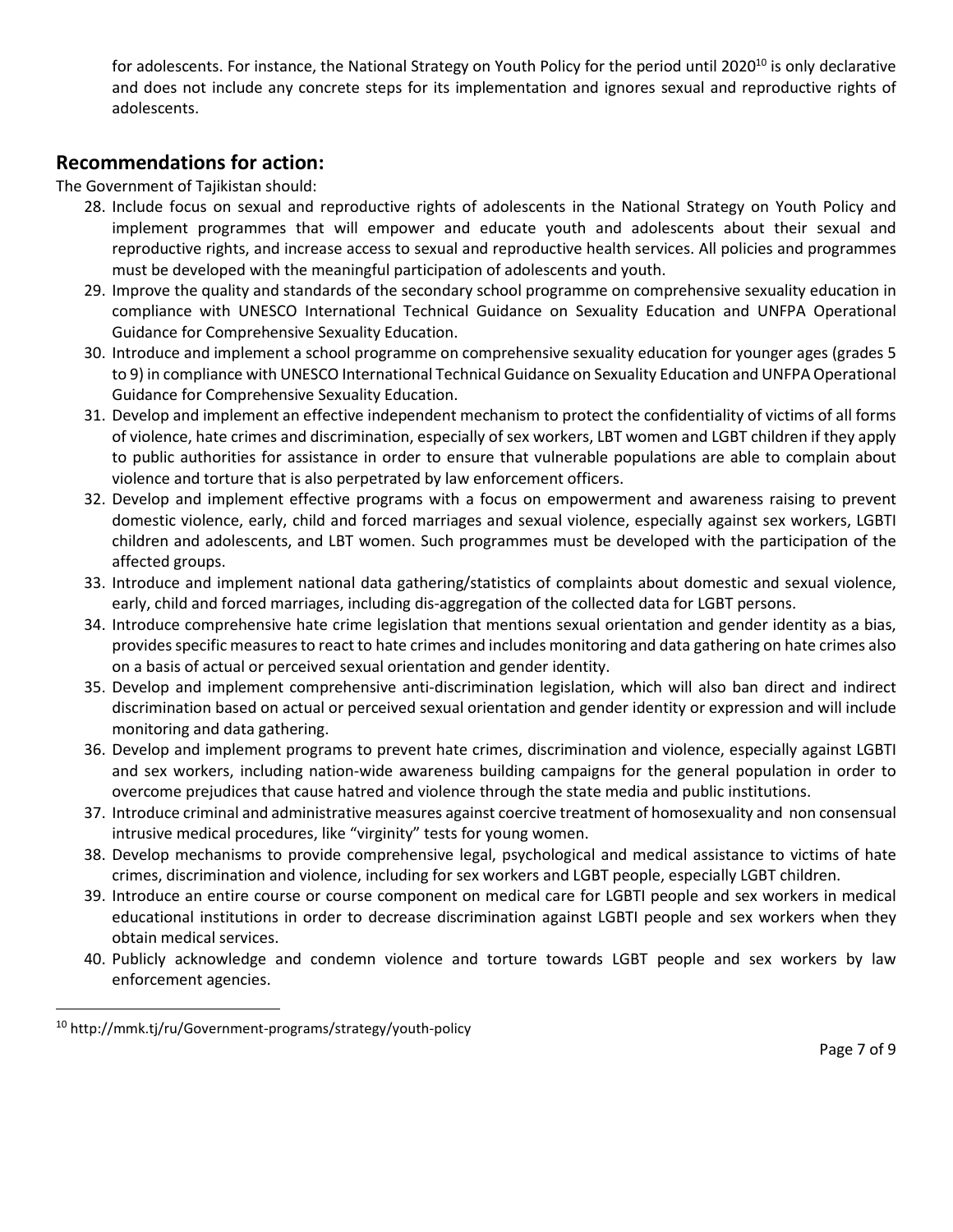for adolescents. For instance, the National Strategy on Youth Policy for the period until 2020[10] is only declarative and does not include any concrete steps for its implementation and ignores sexual and reproductive rights of adolescents.

## Recommendations for action:

The Government of Tajikistan should:

28. Include focus on sexual and reproductive rights of adolescents in the National Strategy on Youth Policy and implement programmes that will empower and educate youth and adolescents about their sexual and reproductive rights, and increase access to sexual and reproductive health services. All policies and programmes must be developed with the meaningful participation of adolescents and youth.
29. Improve the quality and standards of the secondary school programme on comprehensive sexuality education in compliance with UNESCO International Technical Guidance on Sexuality Education and UNFPA Operational Guidance for Comprehensive Sexuality Education.
30. Introduce and implement a school programme on comprehensive sexuality education for younger ages (grades 5 to 9) in compliance with UNESCO International Technical Guidance on Sexuality Education and UNFPA Operational Guidance for Comprehensive Sexuality Education.
31. Develop and implement an effective independent mechanism to protect the confidentiality of victims of all forms of violence, hate crimes and discrimination, especially of sex workers, LBT women and LGBT children if they apply to public authorities for assistance in order to ensure that vulnerable populations are able to complain about violence and torture that is also perpetrated by law enforcement officers.
32. Develop and implement effective programs with a focus on empowerment and awareness raising to prevent domestic violence, early, child and forced marriages and sexual violence, especially against sex workers, LGBTI children and adolescents, and LBT women. Such programmes must be developed with the participation of the affected groups.
33. Introduce and implement national data gathering/statistics of complaints about domestic and sexual violence, early, child and forced marriages, including dis-aggregation of the collected data for LGBT persons.
34. Introduce comprehensive hate crime legislation that mentions sexual orientation and gender identity as a bias, provides specific measures to react to hate crimes and includes monitoring and data gathering on hate crimes also on a basis of actual or perceived sexual orientation and gender identity.
35. Develop and implement comprehensive anti-discrimination legislation, which will also ban direct and indirect discrimination based on actual or perceived sexual orientation and gender identity or expression and will include monitoring and data gathering.
36. Develop and implement programs to prevent hate crimes, discrimination and violence, especially against LGBTI and sex workers, including nation-wide awareness building campaigns for the general population in order to overcome prejudices that cause hatred and violence through the state media and public institutions.
37. Introduce criminal and administrative measures against coercive treatment of homosexuality and non consensual intrusive medical procedures, like "virginity" tests for young women.
38. Develop mechanisms to provide comprehensive legal, psychological and medical assistance to victims of hate crimes, discrimination and violence, including for sex workers and LGBT people, especially LGBT children.
39. Introduce an entire course or course component on medical care for LGBTI people and sex workers in medical educational institutions in order to decrease discrimination against LGBTI people and sex workers when they obtain medical services.
40. Publicly acknowledge and condemn violence and torture towards LGBT people and sex workers by law enforcement agencies.

[10] http://mmk.tj/ru/Government-programs/strategy/youth-policy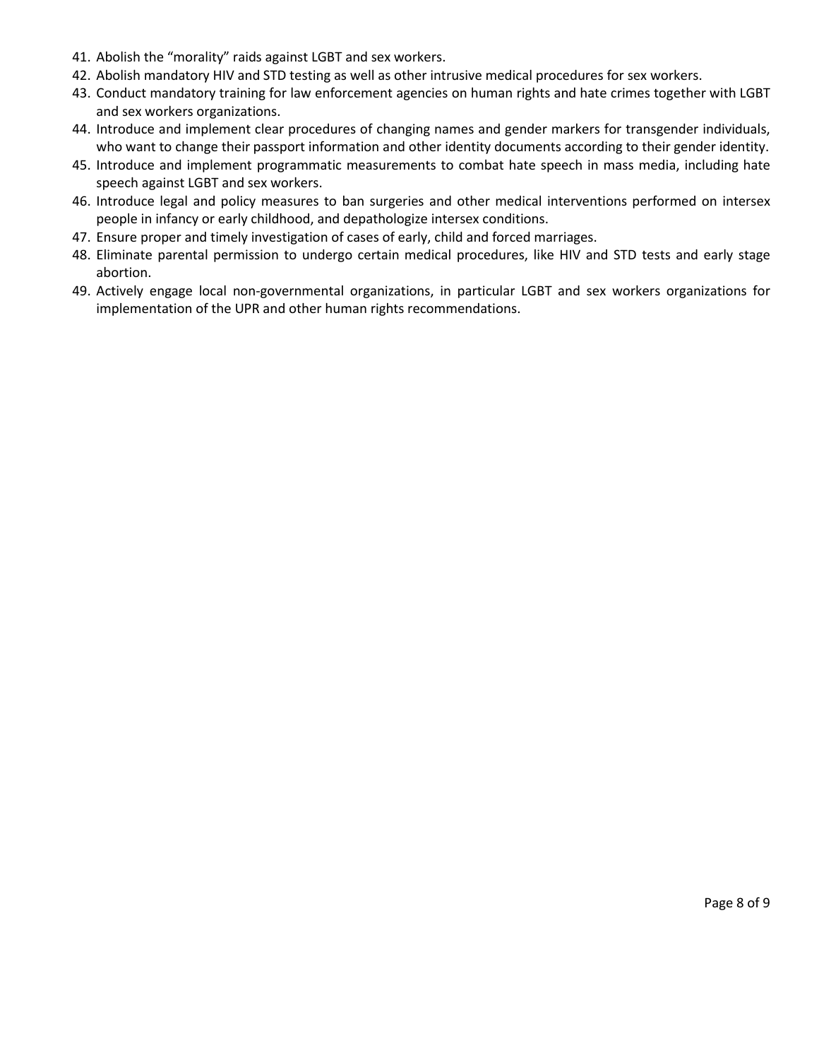41. Abolish the “morality” raids against LGBT and sex workers.
42. Abolish mandatory HIV and STD testing as well as other intrusive medical procedures for sex workers.
43. Conduct mandatory training for law enforcement agencies on human rights and hate crimes together with LGBT and sex workers organizations.
44. Introduce and implement clear procedures of changing names and gender markers for transgender individuals, who want to change their passport information and other identity documents according to their gender identity.
45. Introduce and implement programmatic measurements to combat hate speech in mass media, including hate speech against LGBT and sex workers.
46. Introduce legal and policy measures to ban surgeries and other medical interventions performed on intersex people in infancy or early childhood, and depathologize intersex conditions.
47. Ensure proper and timely investigation of cases of early, child and forced marriages.
48. Eliminate parental permission to undergo certain medical procedures, like HIV and STD tests and early stage abortion.
49. Actively engage local non-governmental organizations, in particular LGBT and sex workers organizations for implementation of the UPR and other human rights recommendations.